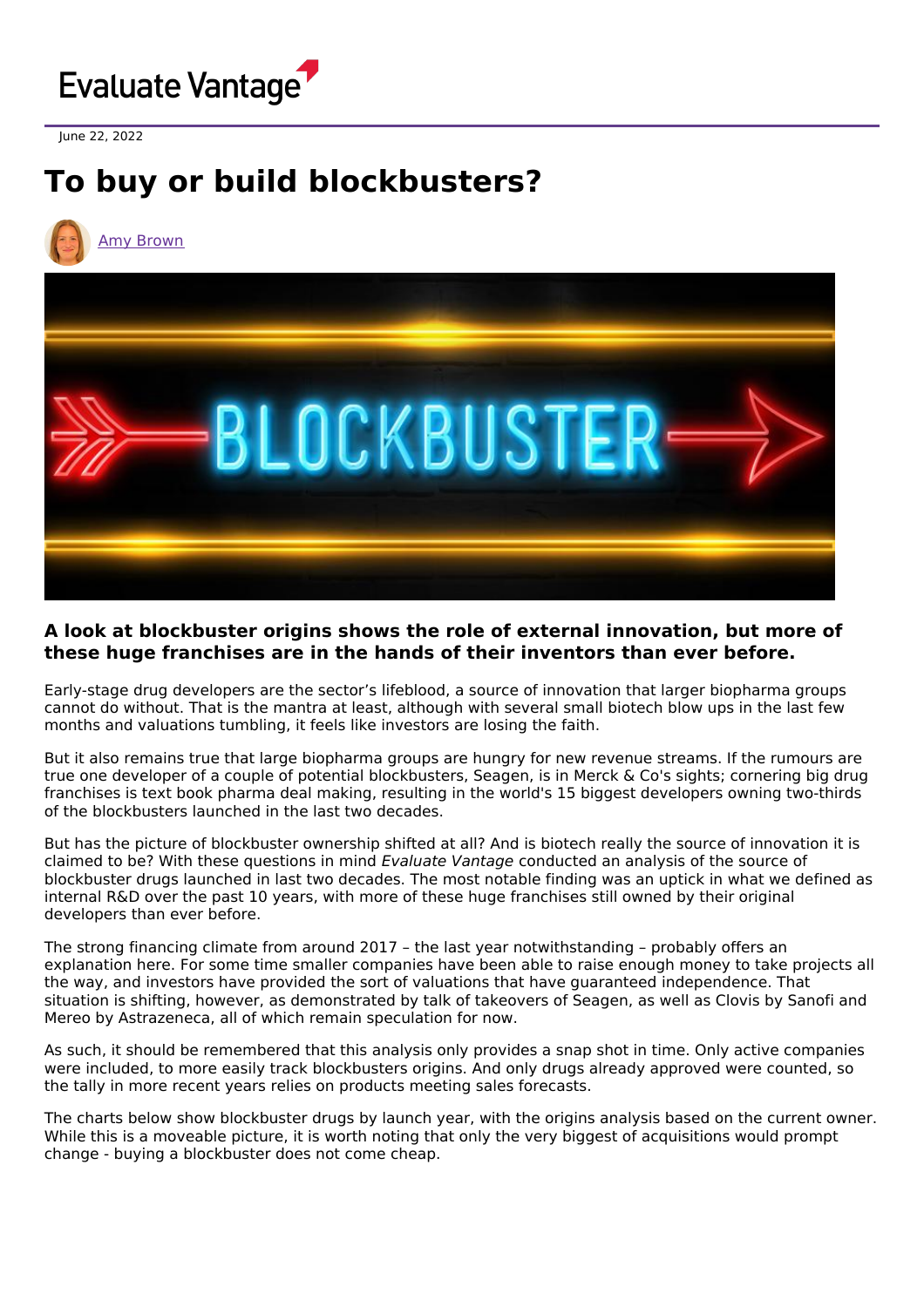Evaluate Vantage

June 22, 2022

# To buy or build blockbusters?

Amy Brown

### A look at blockbuster origins shows the role of external innovation, but more of these huge franchises are in the hands of their inventors than ever before.

Early-stage drug developers are the sector's lifeblood, a source of innovation that larger biopharma groups cannot do without. That is the mantra at least, although with several small biotech blow ups in the last few months and valuations tumbling, it feels like investors are losing the faith.

But it also remains true that large biopharma groups are hungry for new revenue streams. If the rumours are true one developer of a couple of potential blockbusters, Seagen, is in Merck & Co's sights; cornering big drug franchises is text book pharma deal making, resulting in the world's 15 biggest developers owning two-thirds of the blockbusters launched in the last two decades.

But has the picture of blockbuster ownership shifted at all? And is biotech really the source of innovation it is claimed to be? With these questions in mind *Evaluate Vantage* conducted an analysis of the source of blockbuster drugs launched in last two decades. The most notable finding was an uptick in what we defined as internal R&D over the past 10 years, with more of these huge franchises still owned by their original developers than ever before.

The strong financing climate from around 2017 – the last year notwithstanding – probably offers an explanation here. For some time smaller companies have been able to raise enough money to take projects all the way, and investors have provided the sort of valuations that have guaranteed independence. That situation is shifting, however, as demonstrated by talk of takeovers of Seagen, as well as Clovis by Sanofi and Mereo by Astrazeneca, all of which remain speculation for now.

As such, it should be remembered that this analysis only provides a snap shot in time. Only active companies were included, to more easily track blockbusters origins. And only drugs already approved were counted, so the tally in more recent years relies on products meeting sales forecasts.

The charts below show blockbuster drugs by launch year, with the origins analysis based on the current owner. While this is a moveable picture, it is worth noting that only the very biggest of acquisitions would prompt change - buying a blockbuster does not come cheap.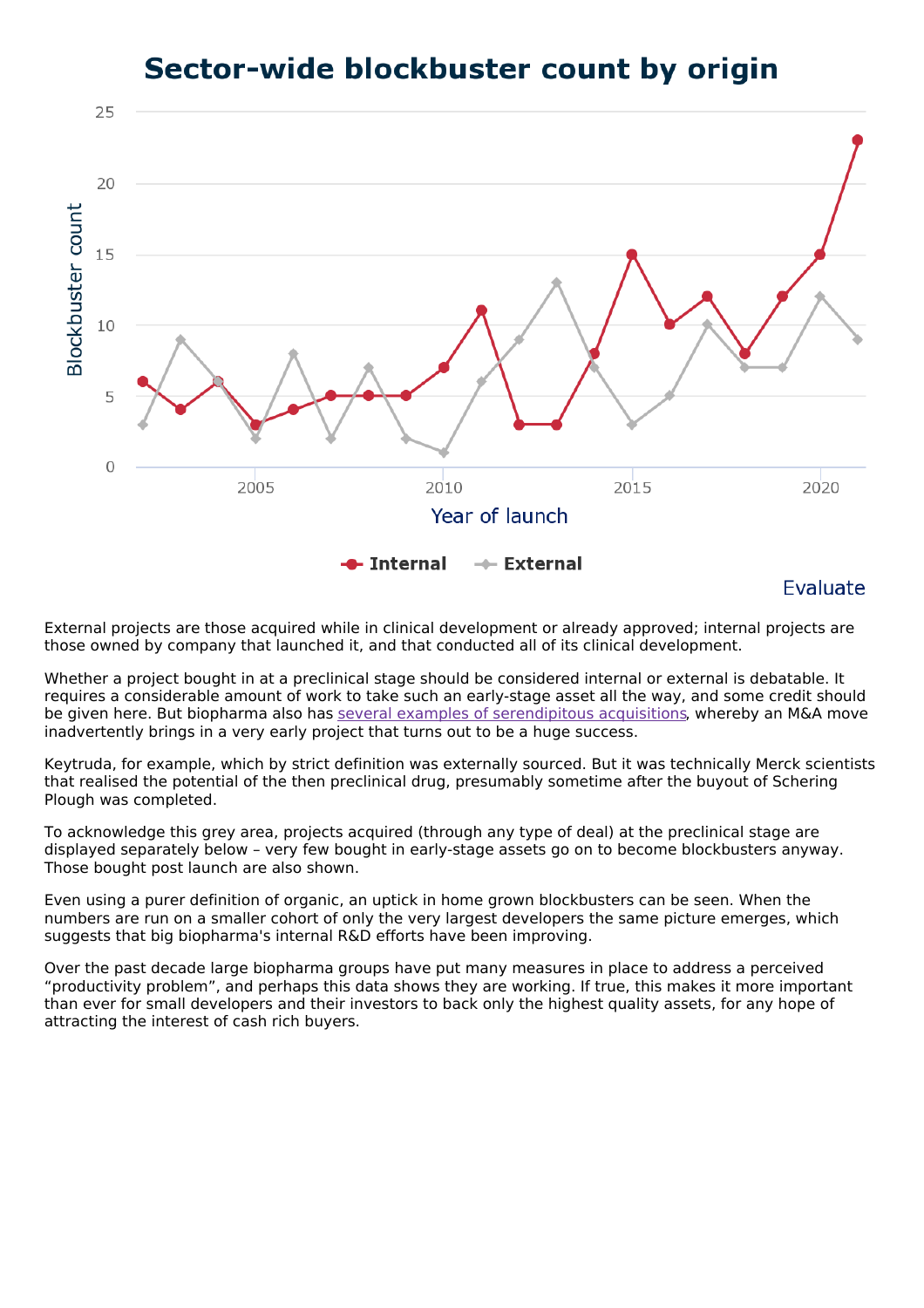## Sector-wide blockbuster count by origin

External projects are those acquired while in clinical development or already approved; internal projects are those owned by company that launched it, and that conducted all of its clinical development.

Whether a project bought in at a preclinical stage should be considered internal or external is debatable. It requires a considerable amount of work to take such an early-stage asset all the way, and some credit should be given here. But biopharma also has several examples of serendipitous acquisitions, whereby an M&A move inadvertently brings in a very early project that turns out to be a huge success.

Keytruda, for example, which by strict definition was externally sourced. But it was technically Merck scientists that realised the potential of the then preclinical drug, presumably sometime after the buyout of Schering Plough was completed.

To acknowledge this grey area, projects acquired (through any type of deal) at the preclinical stage are displayed separately below – very few bought in early-stage assets go on to become blockbusters anyway. Those bought post launch are also shown.

Even using a purer definition of organic, an uptick in home grown blockbusters can be seen. When the numbers are run on a smaller cohort of only the very largest developers the same picture emerges, which suggests that big biopharma's internal R&D efforts have been improving.

Over the past decade large biopharma groups have put many measures in place to address a perceived “productivity problem”, and perhaps this data shows they are working. If true, this makes it more important than ever for small developers and their investors to back only the highest quality assets, for any hope of attracting the interest of cash rich buyers.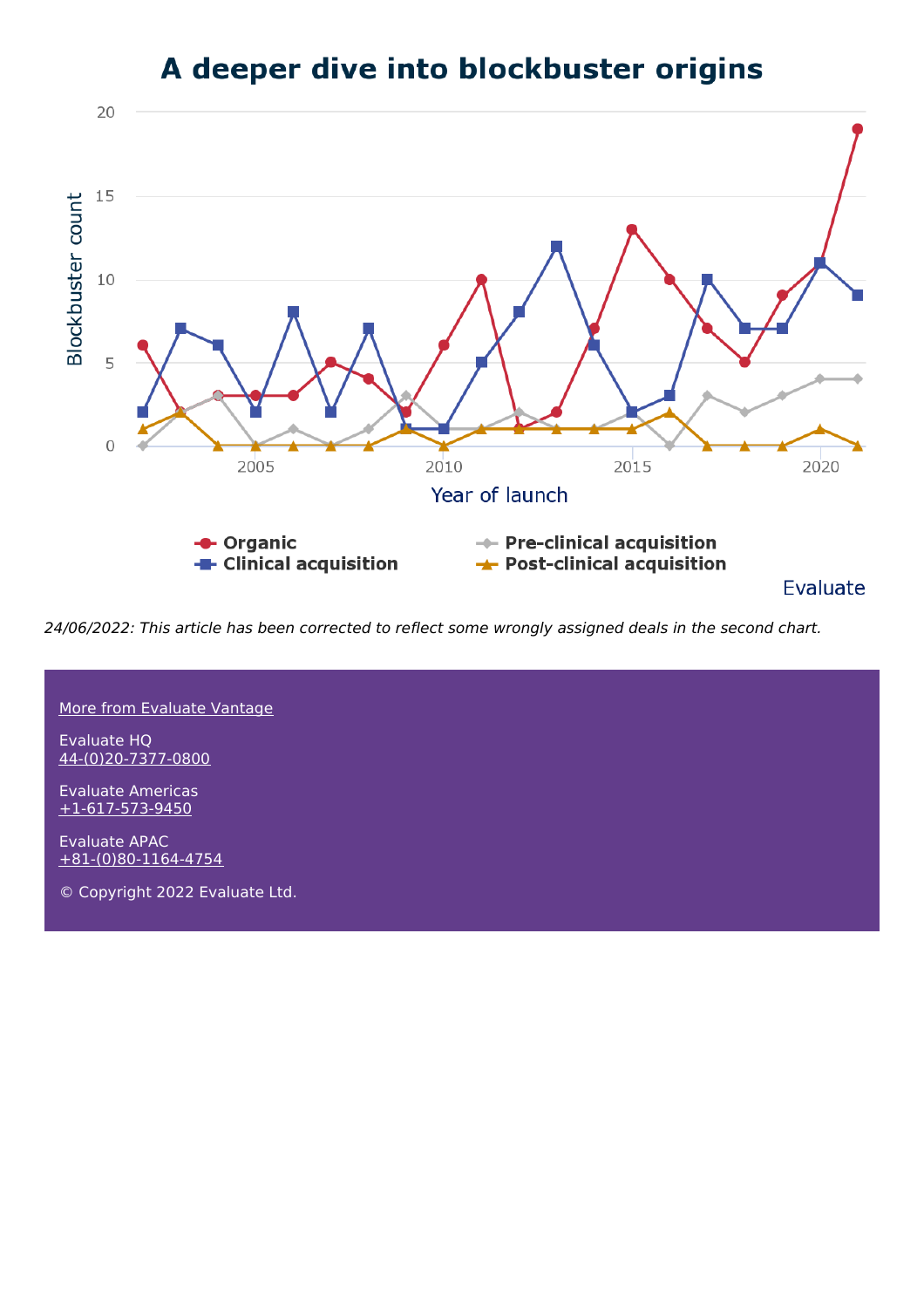## A deeper dive into blockbuster origins

Blockbuster count

20
15
10
5
0

2005
2010
2015
2020

Year of launch

Organic
Clinical acquisition
Pre-clinical acquisition
Post-clinical acquisition

Evaluate

*24/06/2022: This article has been corrected to reflect some wrongly assigned deals in the second chart.*

More from Evaluate Vantage

Evaluate HQ
44-(0)20-7377-0800

Evaluate Americas
+1-617-573-9450

Evaluate APAC
+81-(0)80-1164-4754

© Copyright 2022 Evaluate Ltd.